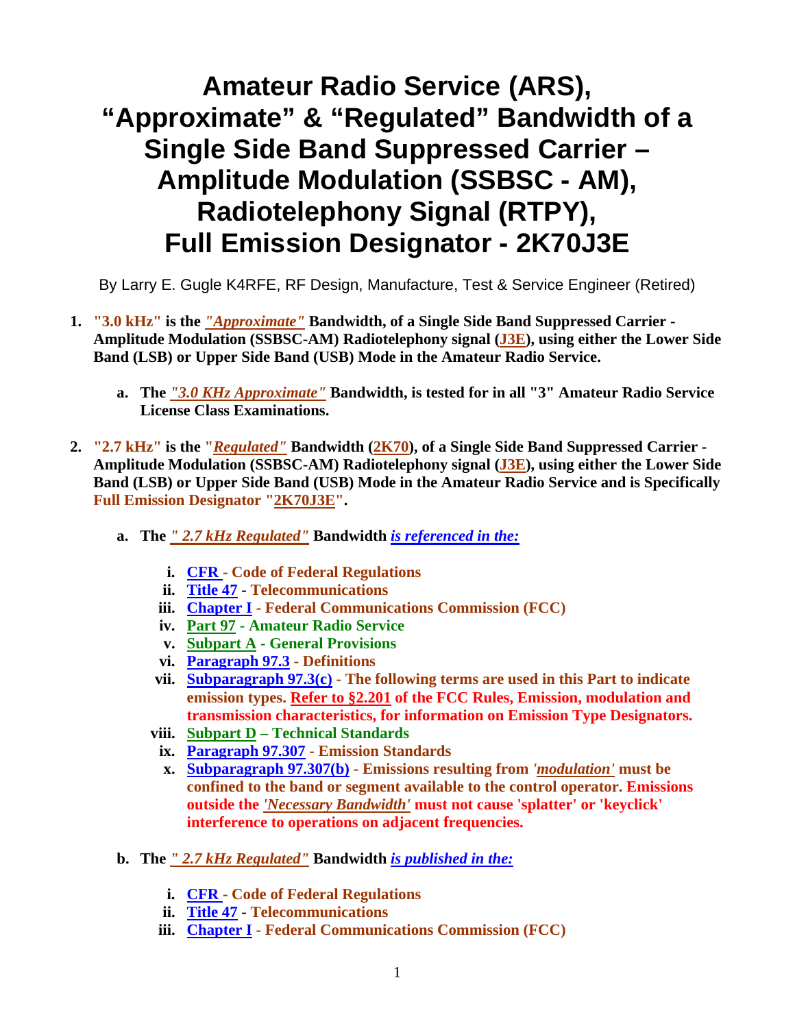# Amateur Radio Service (ARS), "Approximate" & "Regulated" Bandwidth of a Single Side Band Suppressed Carrier – Amplitude Modulation (SSBSC - AM), Radiotelephony Signal (RTPY), Full Emission Designator - 2K70J3E

By Larry E. Gugle K4RFE, RF Design, Manufacture, Test & Service Engineer (Retired)

1. **"3.0 kHz" is the *"Approximate"* Bandwidth, of a Single Side Band Suppressed Carrier - Amplitude Modulation (SSBSC-AM) Radiotelephony signal (J3E), using either the Lower Side Band (LSB) or Upper Side Band (USB) Mode in the Amateur Radio Service.**

    a. **The *"3.0 KHz Approximate"* Bandwidth, is tested for in all "3" Amateur Radio Service License Class Examinations.**

2. **"2.7 kHz" is the "*Regulated*" Bandwidth (2K70), of a Single Side Band Suppressed Carrier - Amplitude Modulation (SSBSC-AM) Radiotelephony signal (J3E), using either the Lower Side Band (LSB) or Upper Side Band (USB) Mode in the Amateur Radio Service and is Specifically Full Emission Designator "2K70J3E".**

    a. **The *" 2.7 kHz Regulated"* Bandwidth *is referenced in the:***

        i. **CFR - Code of Federal Regulations**
        ii. **Title 47 - Telecommunications**
        iii. **Chapter I - Federal Communications Commission (FCC)**
        iv. **Part 97 - Amateur Radio Service**
        v. **Subpart A - General Provisions**
        vi. **Paragraph 97.3 - Definitions**
        vii. **Subparagraph 97.3(c) - The following terms are used in this Part to indicate emission types. Refer to §2.201 of the FCC Rules, Emission, modulation and transmission characteristics, for information on Emission Type Designators.**
        viii. **Subpart D – Technical Standards**
        ix. **Paragraph 97.307 - Emission Standards**
        x. **Subparagraph 97.307(b) - Emissions resulting from *'modulation'* must be confined to the band or segment available to the control operator. Emissions outside the *'Necessary Bandwidth'* must not cause 'splatter' or 'keyclick' interference to operations on adjacent frequencies.**

    b. **The *" 2.7 kHz Regulated"* Bandwidth *is published in the:***

        i. **CFR - Code of Federal Regulations**
        ii. **Title 47 - Telecommunications**
        iii. **Chapter I - Federal Communications Commission (FCC)**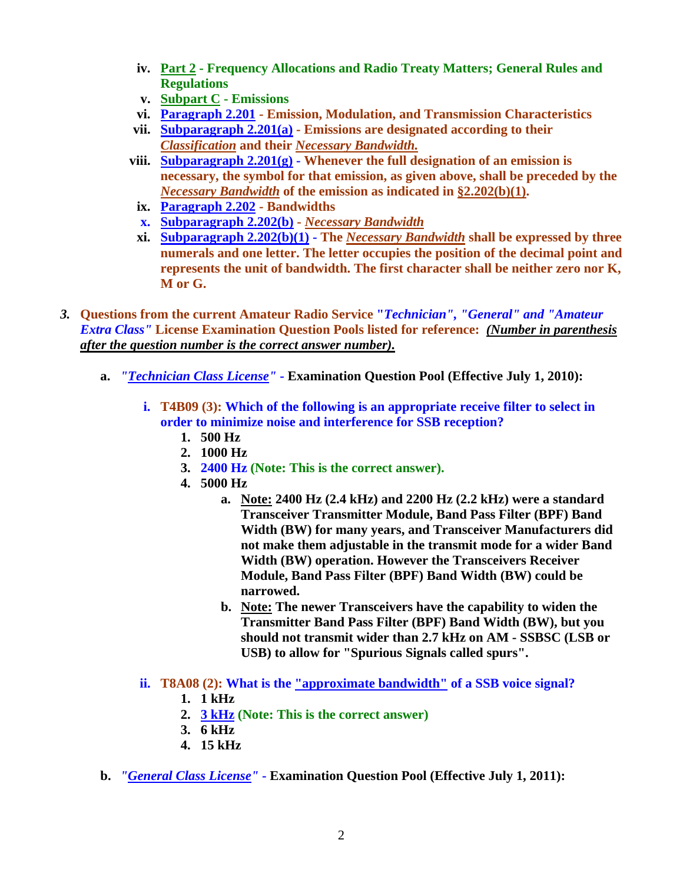- iv. **Part 2 - Frequency Allocations and Radio Treaty Matters; General Rules and Regulations**
- v. **Subpart C - Emissions**
- vi. **Paragraph 2.201 - Emission, Modulation, and Transmission Characteristics**
- vii. **Subparagraph 2.201(a) - Emissions are designated according to their *Classification* and their *Necessary Bandwidth.***
- viii. **Subparagraph 2.201(g) - Whenever the full designation of an emission is necessary, the symbol for that emission, as given above, shall be preceded by the *Necessary Bandwidth* of the emission as indicated in §2.202(b)(1).**
- ix. **Paragraph 2.202 - Bandwidths**
- x. **Subparagraph 2.202(b) - *Necessary Bandwidth***
- xi. **Subparagraph 2.202(b)(1) - The *Necessary Bandwidth* shall be expressed by three numerals and one letter. The letter occupies the position of the decimal point and represents the unit of bandwidth. The first character shall be neither zero nor K, M or G.**

***3.*** **Questions from the current Amateur Radio Service "*Technician", "General" and "Amateur Extra Class"* License Examination Question Pools listed for reference: *(Number in parenthesis after the question number is the correct answer number).***

**a.** ***"Technician Class License"*** **- Examination Question Pool (Effective July 1, 2010):**

**i. T4B09 (3): Which of the following is an appropriate receive filter to select in order to minimize noise and interference for SSB reception?**

1. **500 Hz**
2. **1000 Hz**
3. **2400 Hz (Note: This is the correct answer).**
4. **5000 Hz**
   - a. **Note: 2400 Hz (2.4 kHz) and 2200 Hz (2.2 kHz) were a standard Transceiver Transmitter Module, Band Pass Filter (BPF) Band Width (BW) for many years, and Transceiver Manufacturers did not make them adjustable in the transmit mode for a wider Band Width (BW) operation. However the Transceivers Receiver Module, Band Pass Filter (BPF) Band Width (BW) could be narrowed.**
   - b. **Note: The newer Transceivers have the capability to widen the Transmitter Band Pass Filter (BPF) Band Width (BW), but you should not transmit wider than 2.7 kHz on AM - SSBSC (LSB or USB) to allow for "Spurious Signals called spurs".**

**ii. T8A08 (2): What is the "approximate bandwidth" of a SSB voice signal?**

1. **1 kHz**
2. **3 kHz (Note: This is the correct answer)**
3. **6 kHz**
4. **15 kHz**

**b.** ***"General Class License"*** **- Examination Question Pool (Effective July 1, 2011):**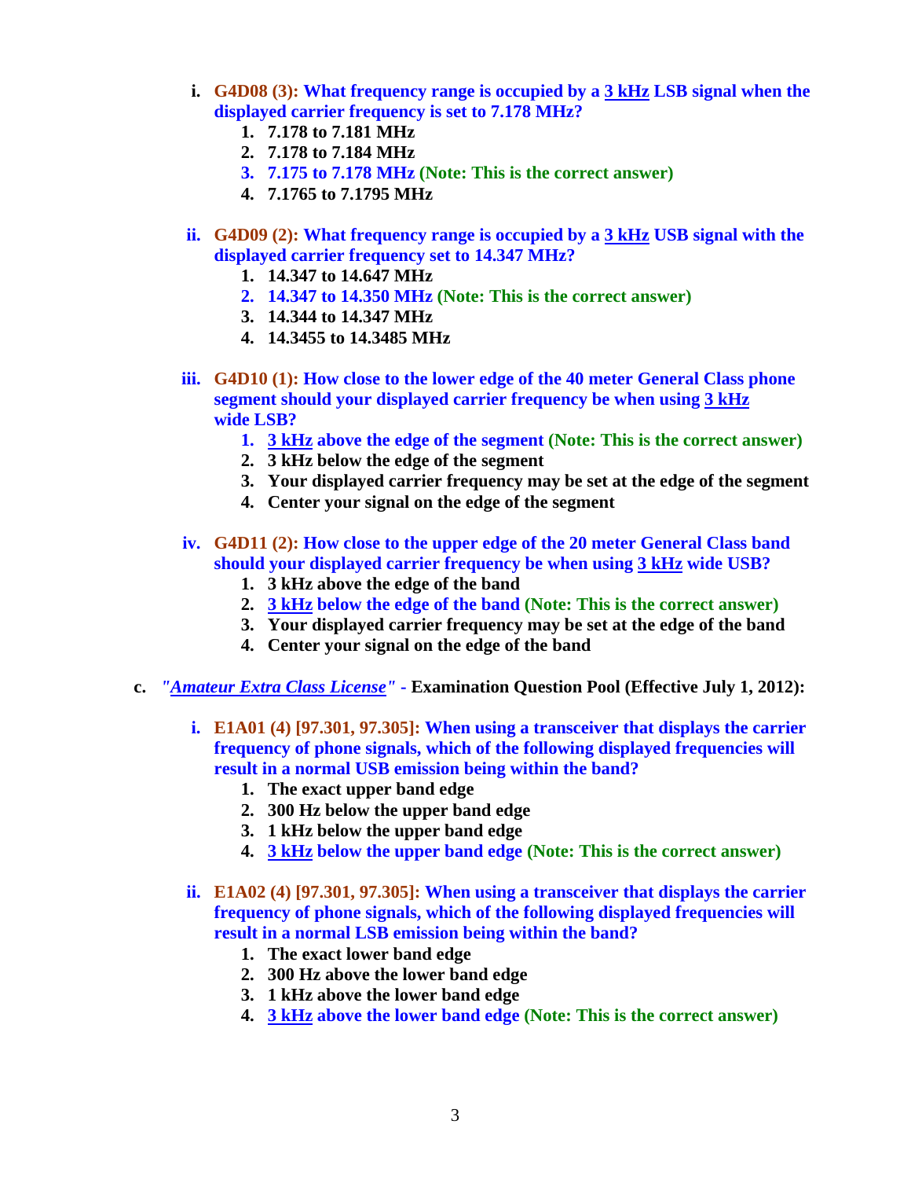i. **G4D08 (3): What frequency range is occupied by a 3 kHz LSB signal when the displayed carrier frequency is set to 7.178 MHz?**
   1. 7.178 to 7.181 MHz
   2. 7.178 to 7.184 MHz
   3. 7.175 to 7.178 MHz (Note: This is the correct answer)
   4. 7.1765 to 7.1795 MHz

ii. **G4D09 (2): What frequency range is occupied by a 3 kHz USB signal with the displayed carrier frequency set to 14.347 MHz?**
   1. 14.347 to 14.647 MHz
   2. 14.347 to 14.350 MHz (Note: This is the correct answer)
   3. 14.344 to 14.347 MHz
   4. 14.3455 to 14.3485 MHz

iii. **G4D10 (1): How close to the lower edge of the 40 meter General Class phone segment should your displayed carrier frequency be when using 3 kHz wide LSB?**
   1. 3 kHz above the edge of the segment (Note: This is the correct answer)
   2. 3 kHz below the edge of the segment
   3. Your displayed carrier frequency may be set at the edge of the segment
   4. Center your signal on the edge of the segment

iv. **G4D11 (2): How close to the upper edge of the 20 meter General Class band should your displayed carrier frequency be when using 3 kHz wide USB?**
   1. 3 kHz above the edge of the band
   2. 3 kHz below the edge of the band (Note: This is the correct answer)
   3. Your displayed carrier frequency may be set at the edge of the band
   4. Center your signal on the edge of the band

c. *"Amateur Extra Class License"* - **Examination Question Pool (Effective July 1, 2012):**

i. **E1A01 (4) [97.301, 97.305]: When using a transceiver that displays the carrier frequency of phone signals, which of the following displayed frequencies will result in a normal USB emission being within the band?**
   1. The exact upper band edge
   2. 300 Hz below the upper band edge
   3. 1 kHz below the upper band edge
   4. 3 kHz below the upper band edge (Note: This is the correct answer)

ii. **E1A02 (4) [97.301, 97.305]: When using a transceiver that displays the carrier frequency of phone signals, which of the following displayed frequencies will result in a normal LSB emission being within the band?**
   1. The exact lower band edge
   2. 300 Hz above the lower band edge
   3. 1 kHz above the lower band edge
   4. 3 kHz above the lower band edge (Note: This is the correct answer)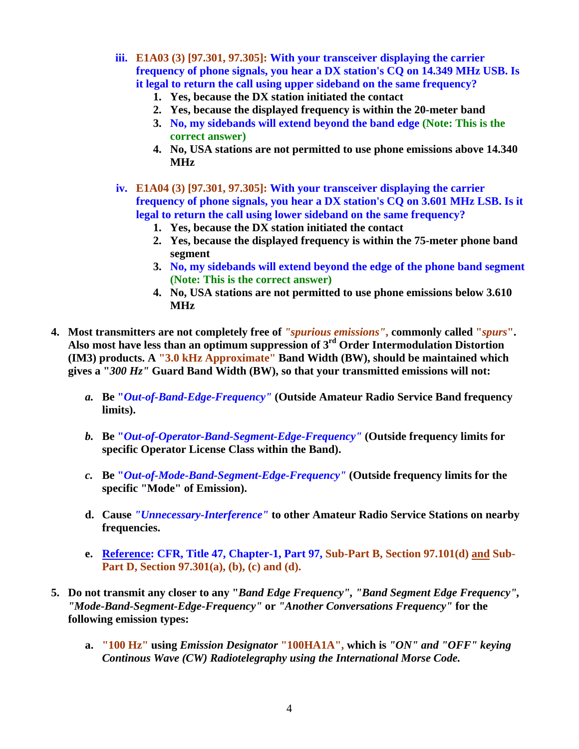iii. **E1A03 (3) [97.301, 97.305]: With your transceiver displaying the carrier frequency of phone signals, you hear a DX station's CQ on 14.349 MHz USB. Is it legal to return the call using upper sideband on the same frequency?**
   1. **Yes, because the DX station initiated the contact**
   2. **Yes, because the displayed frequency is within the 20-meter band**
   3. **No, my sidebands will extend beyond the band edge (Note: This is the correct answer)**
   4. **No, USA stations are not permitted to use phone emissions above 14.340 MHz**

iv. **E1A04 (3) [97.301, 97.305]: With your transceiver displaying the carrier frequency of phone signals, you hear a DX station's CQ on 3.601 MHz LSB. Is it legal to return the call using lower sideband on the same frequency?**
   1. **Yes, because the DX station initiated the contact**
   2. **Yes, because the displayed frequency is within the 75-meter phone band segment**
   3. **No, my sidebands will extend beyond the edge of the phone band segment (Note: This is the correct answer)**
   4. **No, USA stations are not permitted to use phone emissions below 3.610 MHz**

4. **Most transmitters are not completely free of *"spurious emissions"*, commonly called "*spurs*". Also most have less than an optimum suppression of 3rd Order Intermodulation Distortion (IM3) products. A "3.0 kHz Approximate" Band Width (BW), should be maintained which gives a "*300 Hz*" Guard Band Width (BW), so that your transmitted emissions will not:**

   *a.* **Be "*Out-of-Band-Edge-Frequency*" (Outside Amateur Radio Service Band frequency limits).**

   *b.* **Be "*Out-of-Operator-Band-Segment-Edge-Frequency*" (Outside frequency limits for specific Operator License Class within the Band).**

   *c.* **Be "*Out-of-Mode-Band-Segment-Edge-Frequency*" (Outside frequency limits for the specific "Mode" of Emission).**

   d. **Cause *"Unnecessary-Interference"* to other Amateur Radio Service Stations on nearby frequencies.**

   e. **Reference: CFR, Title 47, Chapter-1, Part 97, Sub-Part B, Section 97.101(d) and Sub-Part D, Section 97.301(a), (b), (c) and (d).**

5. **Do not transmit any closer to any "*Band Edge Frequency*", *"Band Segment Edge Frequency"*, *"Mode-Band-Segment-Edge-Frequency"* or *"Another Conversations Frequency"* for the following emission types:**

   a. **"100 Hz" using *Emission Designator* "100HA1A", which is *"ON" and "OFF" keying Continous Wave (CW) Radiotelegraphy using the International Morse Code.***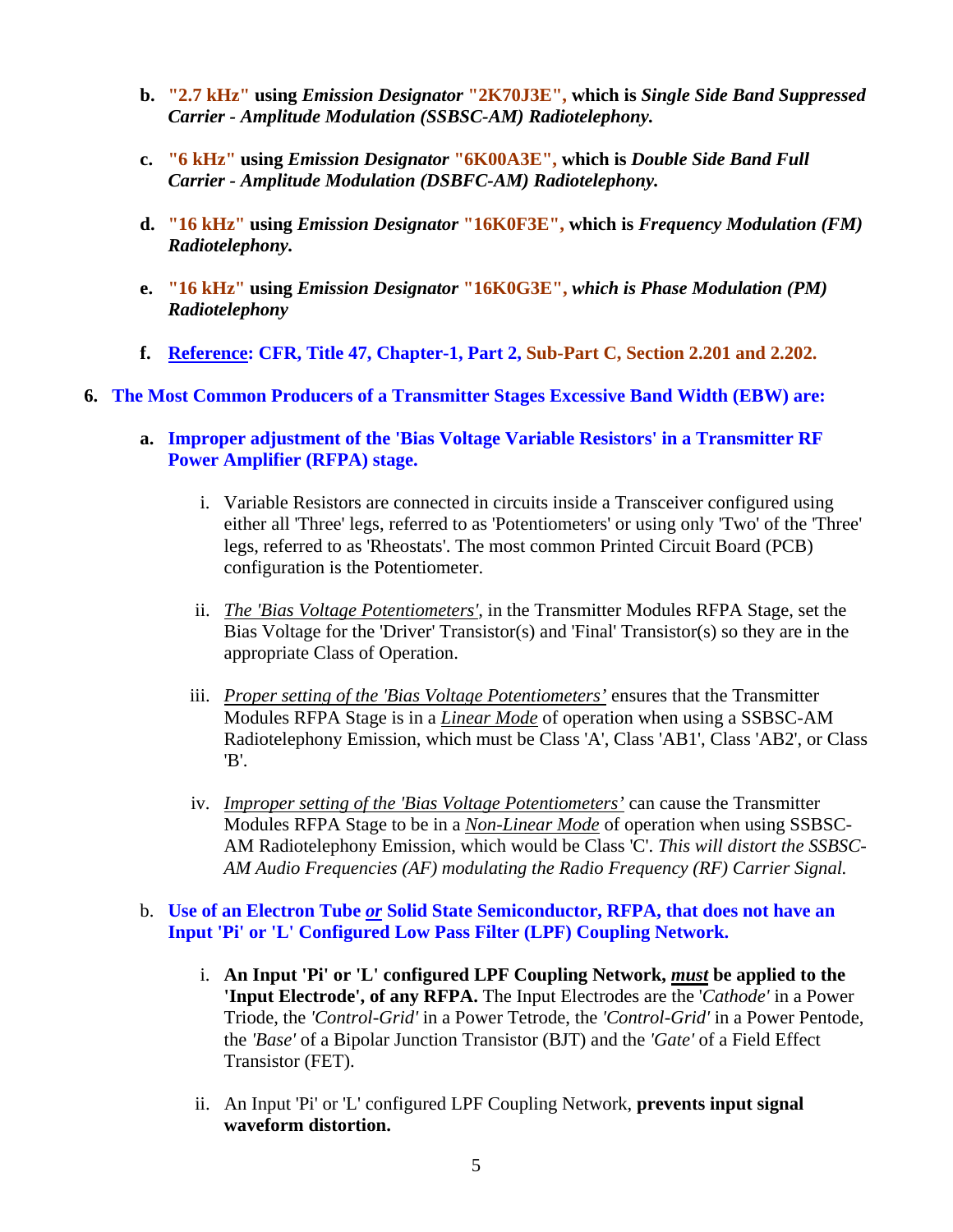b. **"2.7 kHz" using *Emission Designator* "2K70J3E", which is *Single Side Band Suppressed Carrier - Amplitude Modulation (SSBSC-AM) Radiotelephony.***

c. **"6 kHz" using *Emission Designator* "6K00A3E", which is *Double Side Band Full Carrier - Amplitude Modulation (DSBFC-AM) Radiotelephony.***

d. **"16 kHz" using *Emission Designator* "16K0F3E", which is *Frequency Modulation (FM) Radiotelephony.***

e. **"16 kHz" using *Emission Designator* "16K0G3E", *which is Phase Modulation (PM) Radiotelephony***

f. **<u>Reference</u>: CFR, Title 47, Chapter-1, Part 2, Sub-Part C, Section 2.201 and 2.202.**

6. **The Most Common Producers of a Transmitter Stages Excessive Band Width (EBW) are:**

   a. **Improper adjustment of the 'Bias Voltage Variable Resistors' in a Transmitter RF Power Amplifier (RFPA) stage.**

      i. Variable Resistors are connected in circuits inside a Transceiver configured using either all 'Three' legs, referred to as 'Potentiometers' or using only 'Two' of the 'Three' legs, referred to as 'Rheostats'. The most common Printed Circuit Board (PCB) configuration is the Potentiometer.

      ii. *<u>The 'Bias Voltage Potentiometers'</u>*, in the Transmitter Modules RFPA Stage, set the Bias Voltage for the 'Driver' Transistor(s) and 'Final' Transistor(s) so they are in the appropriate Class of Operation.

      iii. *<u>Proper setting of the 'Bias Voltage Potentiometers'</u>* ensures that the Transmitter Modules RFPA Stage is in a *<u>Linear Mode</u>* of operation when using a SSBSC-AM Radiotelephony Emission, which must be Class 'A', Class 'AB1', Class 'AB2', or Class 'B'.

      iv. *<u>Improper setting of the 'Bias Voltage Potentiometers'</u>* can cause the Transmitter Modules RFPA Stage to be in a *<u>Non-Linear Mode</u>* of operation when using SSBSC-AM Radiotelephony Emission, which would be Class 'C'. *This will distort the SSBSC-AM Audio Frequencies (AF) modulating the Radio Frequency (RF) Carrier Signal.*

   b. **Use of an Electron Tube *<u>or</u>* Solid State Semiconductor, RFPA, that does not have an Input 'Pi' or 'L' Configured Low Pass Filter (LPF) Coupling Network.**

      i. **An Input 'Pi' or 'L' configured LPF Coupling Network, *<u>must</u>* be applied to the 'Input Electrode', of any RFPA.** The Input Electrodes are the *'Cathode'* in a Power Triode, the *'Control-Grid'* in a Power Tetrode, the *'Control-Grid'* in a Power Pentode, the *'Base'* of a Bipolar Junction Transistor (BJT) and the *'Gate'* of a Field Effect Transistor (FET).

      ii. An Input 'Pi' or 'L' configured LPF Coupling Network, **prevents input signal waveform distortion.**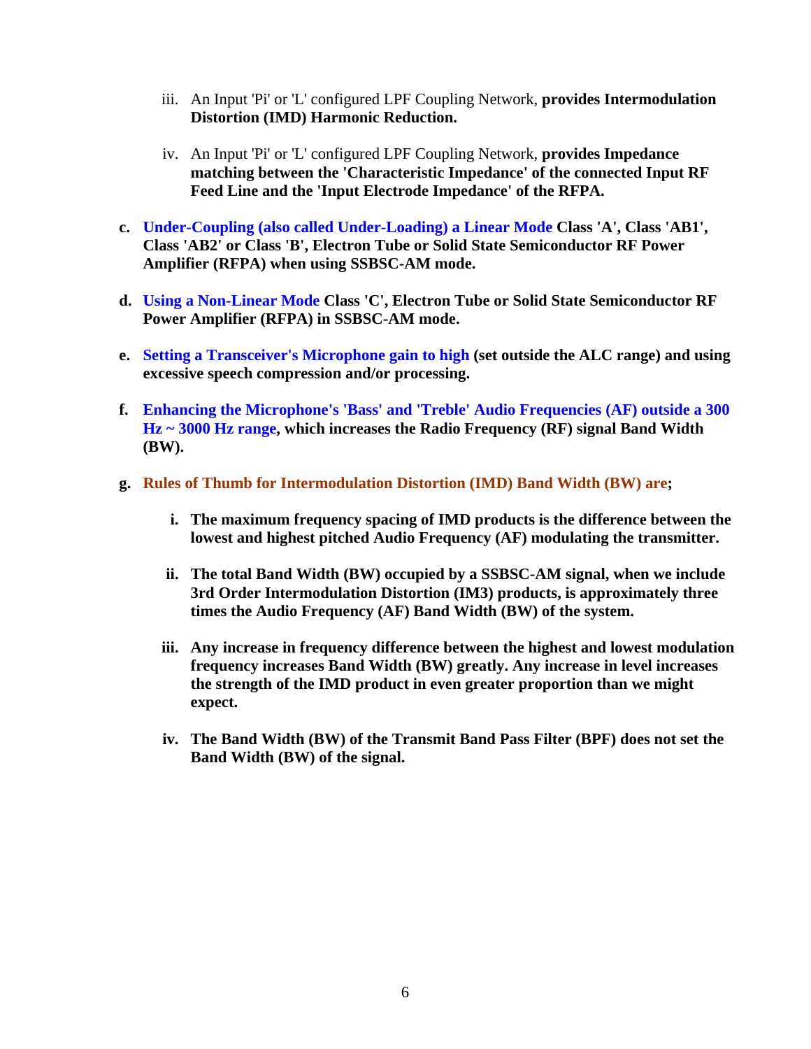iii. An Input 'Pi' or 'L' configured LPF Coupling Network, **provides Intermodulation Distortion (IMD) Harmonic Reduction.**

iv. An Input 'Pi' or 'L' configured LPF Coupling Network, **provides Impedance matching between the 'Characteristic Impedance' of the connected Input RF Feed Line and the 'Input Electrode Impedance' of the RFPA.**

**c. Under-Coupling (also called Under-Loading) a Linear Mode Class 'A', Class 'AB1', Class 'AB2' or Class 'B', Electron Tube or Solid State Semiconductor RF Power Amplifier (RFPA) when using SSBSC-AM mode.**

**d. Using a Non-Linear Mode Class 'C', Electron Tube or Solid State Semiconductor RF Power Amplifier (RFPA) in SSBSC-AM mode.**

**e. Setting a Transceiver's Microphone gain to high (set outside the ALC range) and using excessive speech compression and/or processing.**

**f. Enhancing the Microphone's 'Bass' and 'Treble' Audio Frequencies (AF) outside a 300 Hz ~ 3000 Hz range, which increases the Radio Frequency (RF) signal Band Width (BW).**

**g. Rules of Thumb for Intermodulation Distortion (IMD) Band Width (BW) are;**

**i. The maximum frequency spacing of IMD products is the difference between the lowest and highest pitched Audio Frequency (AF) modulating the transmitter.**

**ii. The total Band Width (BW) occupied by a SSBSC-AM signal, when we include 3rd Order Intermodulation Distortion (IM3) products, is approximately three times the Audio Frequency (AF) Band Width (BW) of the system.**

**iii. Any increase in frequency difference between the highest and lowest modulation frequency increases Band Width (BW) greatly. Any increase in level increases the strength of the IMD product in even greater proportion than we might expect.**

**iv. The Band Width (BW) of the Transmit Band Pass Filter (BPF) does not set the Band Width (BW) of the signal.**